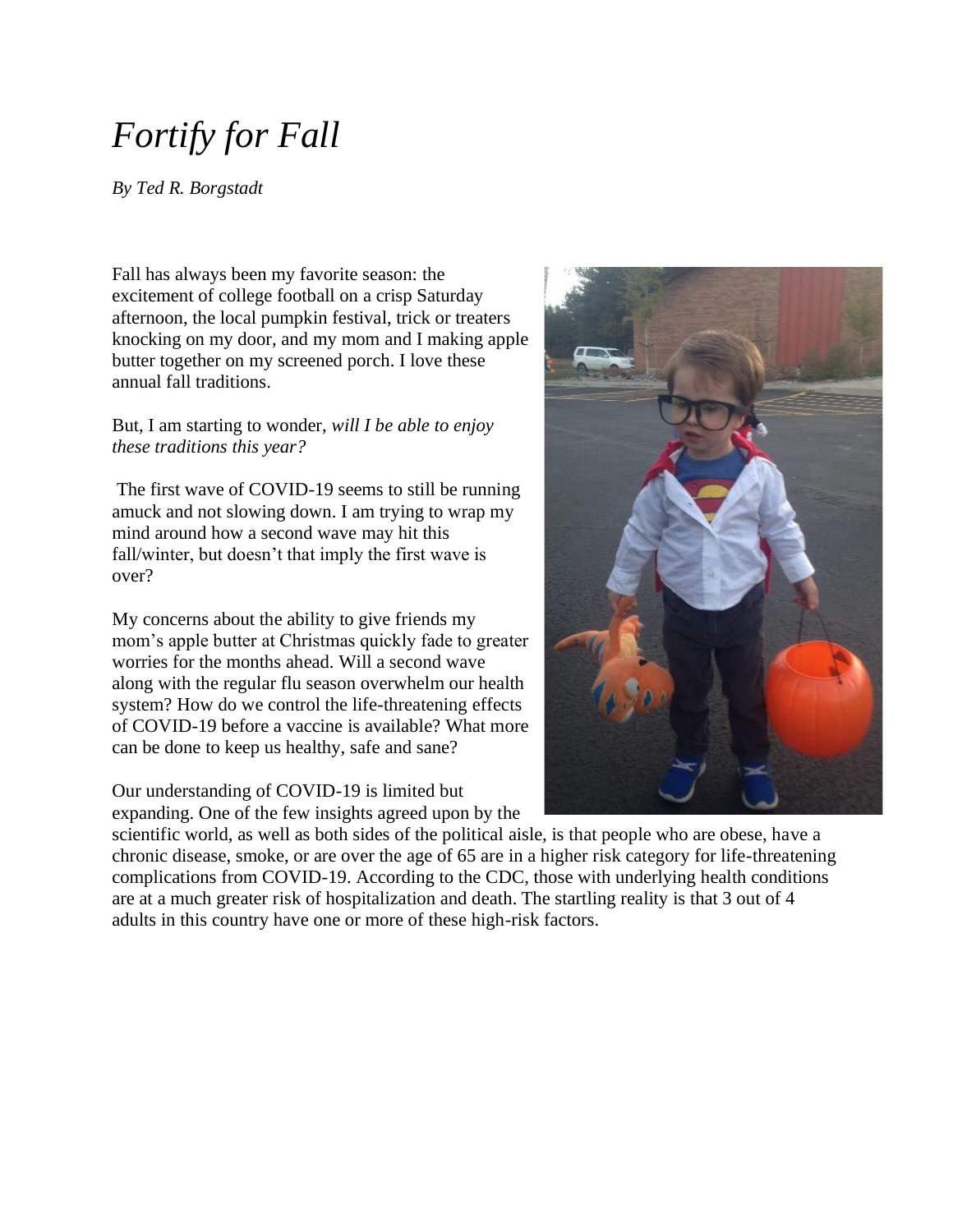# *Fortify for Fall*

*By Ted R. Borgstadt*

Fall has always been my favorite season: the excitement of college football on a crisp Saturday afternoon, the local pumpkin festival, trick or treaters knocking on my door, and my mom and I making apple butter together on my screened porch. I love these annual fall traditions.

But, I am starting to wonder, *will I be able to enjoy these traditions this year?*

The first wave of COVID-19 seems to still be running amuck and not slowing down. I am trying to wrap my mind around how a second wave may hit this fall/winter, but doesn't that imply the first wave is over?

My concerns about the ability to give friends my mom's apple butter at Christmas quickly fade to greater worries for the months ahead. Will a second wave along with the regular flu season overwhelm our health system? How do we control the life-threatening effects of COVID-19 before a vaccine is available? What more can be done to keep us healthy, safe and sane?

Our understanding of COVID-19 is limited but expanding. One of the few insights agreed upon by the scientific world, as well as both sides of the political aisle, is that people who are obese, have a chronic disease, smoke, or are over the age of 65 are in a higher risk category for life-threatening complications from COVID-19. According to the CDC, those with underlying health conditions are at a much greater risk of hospitalization and death. The startling reality is that 3 out of 4 adults in this country have one or more of these high-risk factors.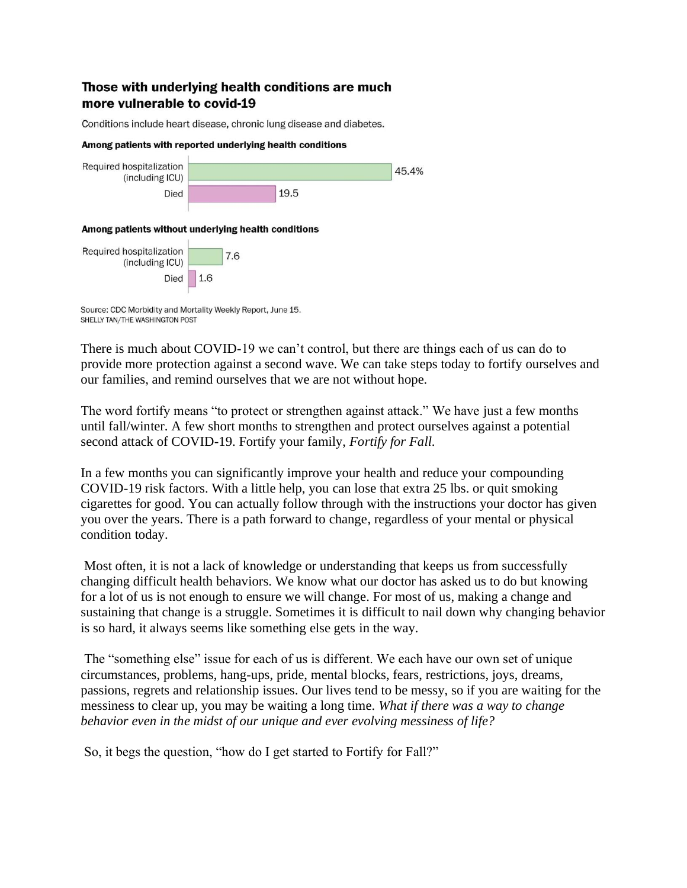**Those with underlying health conditions are much more vulnerable to covid-19**

Conditions include heart disease, chronic lung disease and diabetes.

**Among patients with reported underlying health conditions**

| | |
|---|---|
| Required hospitalization (including ICU) | 45.4% |
| Died | 19.5 |

**Among patients without underlying health conditions**

| | |
|---|---|
| Required hospitalization (including ICU) | 7.6 |
| Died | 1.6 |

Source: CDC Morbidity and Mortality Weekly Report, June 15.
SHELLY TAN/THE WASHINGTON POST

There is much about COVID-19 we can't control, but there are things each of us can do to provide more protection against a second wave. We can take steps today to fortify ourselves and our families, and remind ourselves that we are not without hope.

The word fortify means "to protect or strengthen against attack." We have just a few months until fall/winter. A few short months to strengthen and protect ourselves against a potential second attack of COVID-19. Fortify your family, *Fortify for Fall.*

In a few months you can significantly improve your health and reduce your compounding COVID-19 risk factors. With a little help, you can lose that extra 25 lbs. or quit smoking cigarettes for good. You can actually follow through with the instructions your doctor has given you over the years. There is a path forward to change, regardless of your mental or physical condition today.

Most often, it is not a lack of knowledge or understanding that keeps us from successfully changing difficult health behaviors. We know what our doctor has asked us to do but knowing for a lot of us is not enough to ensure we will change. For most of us, making a change and sustaining that change is a struggle. Sometimes it is difficult to nail down why changing behavior is so hard, it always seems like something else gets in the way.

The "something else" issue for each of us is different. We each have our own set of unique circumstances, problems, hang-ups, pride, mental blocks, fears, restrictions, joys, dreams, passions, regrets and relationship issues. Our lives tend to be messy, so if you are waiting for the messiness to clear up, you may be waiting a long time. *What if there was a way to change behavior even in the midst of our unique and ever evolving messiness of life?*

So, it begs the question, "how do I get started to Fortify for Fall?"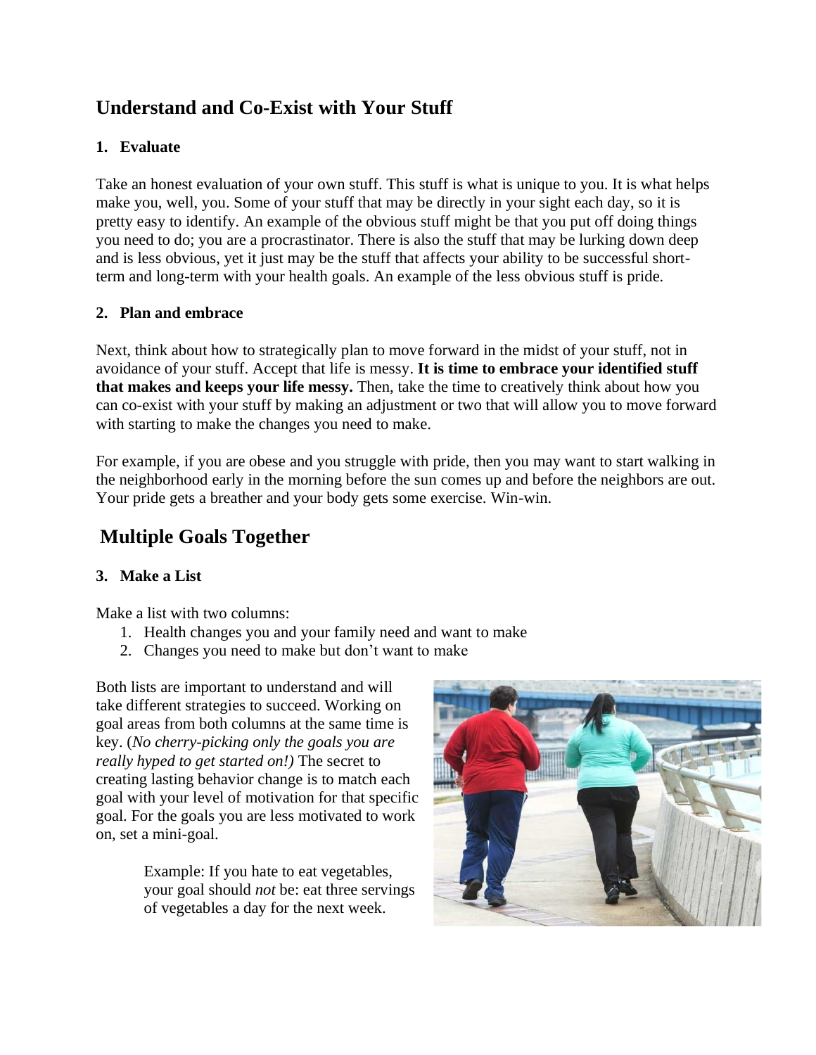## Understand and Co-Exist with Your Stuff

### 1. Evaluate

Take an honest evaluation of your own stuff. This stuff is what is unique to you. It is what helps make you, well, you. Some of your stuff that may be directly in your sight each day, so it is pretty easy to identify. An example of the obvious stuff might be that you put off doing things you need to do; you are a procrastinator. There is also the stuff that may be lurking down deep and is less obvious, yet it just may be the stuff that affects your ability to be successful short-term and long-term with your health goals. An example of the less obvious stuff is pride.

### 2. Plan and embrace

Next, think about how to strategically plan to move forward in the midst of your stuff, not in avoidance of your stuff. Accept that life is messy. **It is time to embrace your identified stuff that makes and keeps your life messy.** Then, take the time to creatively think about how you can co-exist with your stuff by making an adjustment or two that will allow you to move forward with starting to make the changes you need to make.

For example, if you are obese and you struggle with pride, then you may want to start walking in the neighborhood early in the morning before the sun comes up and before the neighbors are out. Your pride gets a breather and your body gets some exercise. Win-win.

## Multiple Goals Together

### 3. Make a List

Make a list with two columns:

1. Health changes you and your family need and want to make
2. Changes you need to make but don't want to make

Both lists are important to understand and will take different strategies to succeed. Working on goal areas from both columns at the same time is key. (*No cherry-picking only the goals you are really hyped to get started on!)* The secret to creating lasting behavior change is to match each goal with your level of motivation for that specific goal. For the goals you are less motivated to work on, set a mini-goal.

> Example: If you hate to eat vegetables, your goal should *not* be: eat three servings of vegetables a day for the next week.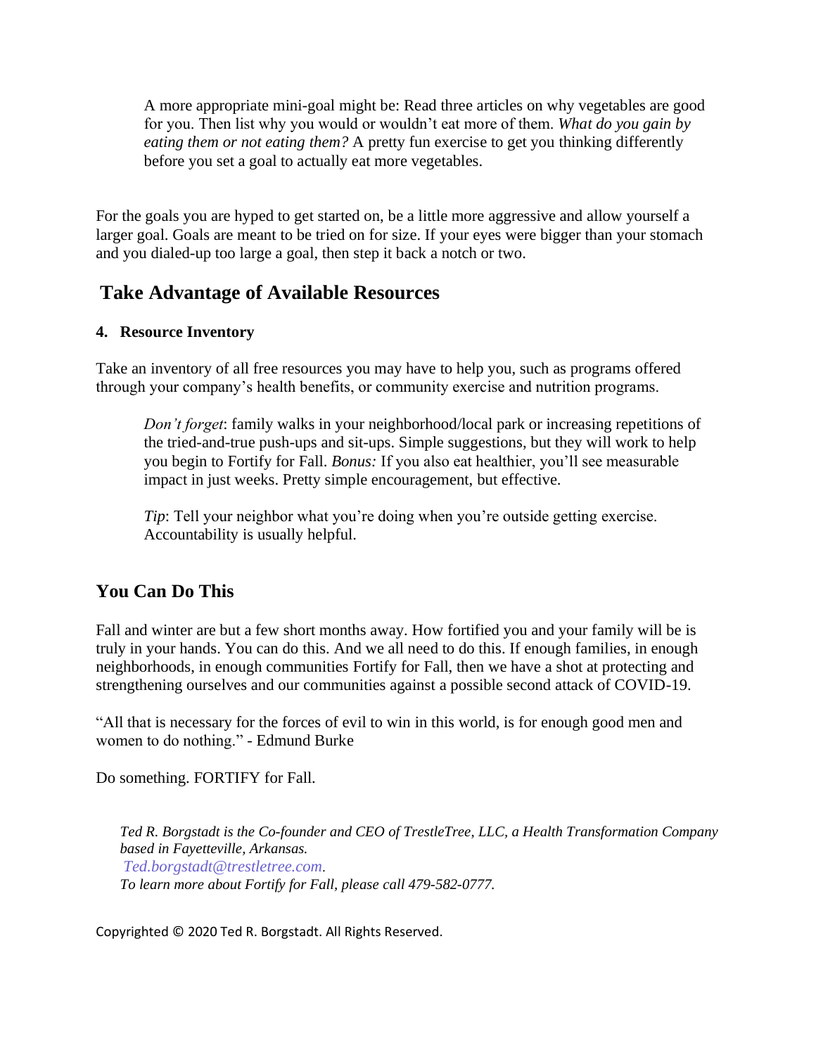A more appropriate mini-goal might be: Read three articles on why vegetables are good for you. Then list why you would or wouldn't eat more of them. *What do you gain by eating them or not eating them?* A pretty fun exercise to get you thinking differently before you set a goal to actually eat more vegetables.

For the goals you are hyped to get started on, be a little more aggressive and allow yourself a larger goal. Goals are meant to be tried on for size. If your eyes were bigger than your stomach and you dialed-up too large a goal, then step it back a notch or two.

## Take Advantage of Available Resources

#### 4. Resource Inventory

Take an inventory of all free resources you may have to help you, such as programs offered through your company's health benefits, or community exercise and nutrition programs.

*Don't forget*: family walks in your neighborhood/local park or increasing repetitions of the tried-and-true push-ups and sit-ups. Simple suggestions, but they will work to help you begin to Fortify for Fall. *Bonus:* If you also eat healthier, you'll see measurable impact in just weeks. Pretty simple encouragement, but effective.

*Tip*: Tell your neighbor what you're doing when you're outside getting exercise. Accountability is usually helpful.

## You Can Do This

Fall and winter are but a few short months away. How fortified you and your family will be is truly in your hands. You can do this. And we all need to do this. If enough families, in enough neighborhoods, in enough communities Fortify for Fall, then we have a shot at protecting and strengthening ourselves and our communities against a possible second attack of COVID-19.

"All that is necessary for the forces of evil to win in this world, is for enough good men and women to do nothing." - Edmund Burke

Do something. FORTIFY for Fall.

*Ted R. Borgstadt is the Co-founder and CEO of TrestleTree, LLC, a Health Transformation Company based in Fayetteville, Arkansas.*
*Ted.borgstadt@trestletree.com.*
*To learn more about Fortify for Fall, please call 479-582-0777.*

Copyrighted © 2020 Ted R. Borgstadt. All Rights Reserved.